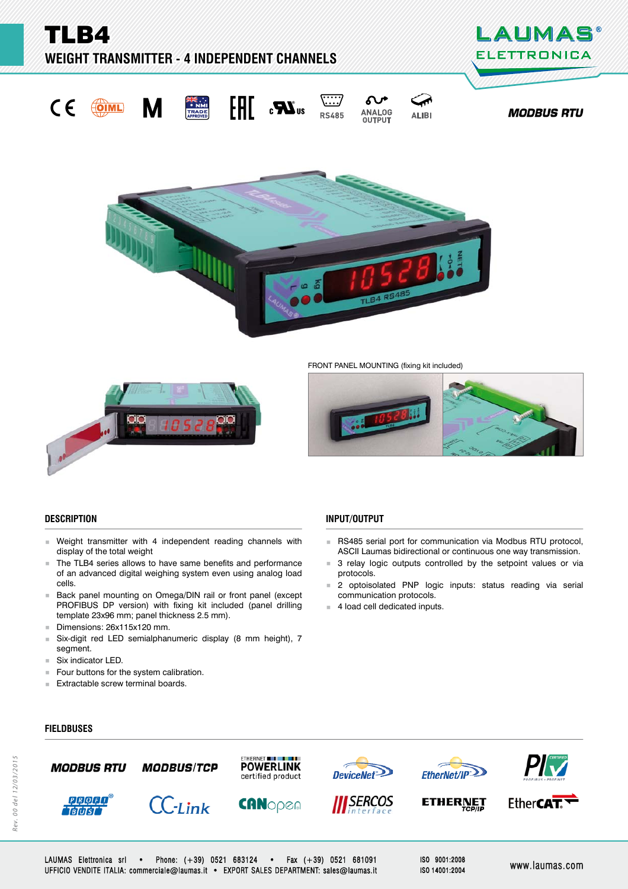# TLB4

## WEIGHT TRANSMITTER - 4 INDEPENDENT CHANNELS

RS485 ANALOG OUTPUT ALIBI

MODBUS RTU

FRONT PANEL MOUNTING (fixing kit included)

## DESCRIPTION

- Weight transmitter with 4 independent reading channels with display of the total weight
- The TLB4 series allows to have same benefits and performance of an advanced digital weighing system even using analog load cells.
- Back panel mounting on Omega/DIN rail or front panel (except PROFIBUS DP version) with fixing kit included (panel drilling template 23x96 mm; panel thickness 2.5 mm).
- Dimensions: 26x115x120 mm.
- Six-digit red LED semialphanumeric display (8 mm height), 7 segment.
- Six indicator LED.
- Four buttons for the system calibration.
- Extractable screw terminal boards.

## INPUT/OUTPUT

- RS485 serial port for communication via Modbus RTU protocol, ASCII Laumas bidirectional or continuous one way transmission.
- 3 relay logic outputs controlled by the setpoint values or via protocols.
- 2 optoisolated PNP logic inputs: status reading via serial communication protocols.
- 4 load cell dedicated inputs.

## FIELDBUSES

MODBUS RTU, MODBUS/TCP, ETHERNET POWERLINK certified product, DeviceNet, EtherNet/IP, PI PROFIBUS • PROFINET, PROFIBUS, CC-Link, CANopen, SERCOS interface, ETHERNET TCP/IP, EtherCAT

LAUMAS Elettronica srl • Phone: (+39) 0521 683124 • Fax (+39) 0521 681091
UFFICIO VENDITE ITALIA: commerciale@laumas.it • EXPORT SALES DEPARTMENT: sales@laumas.it
ISO 9001:2008
ISO 14001:2004
www.laumas.com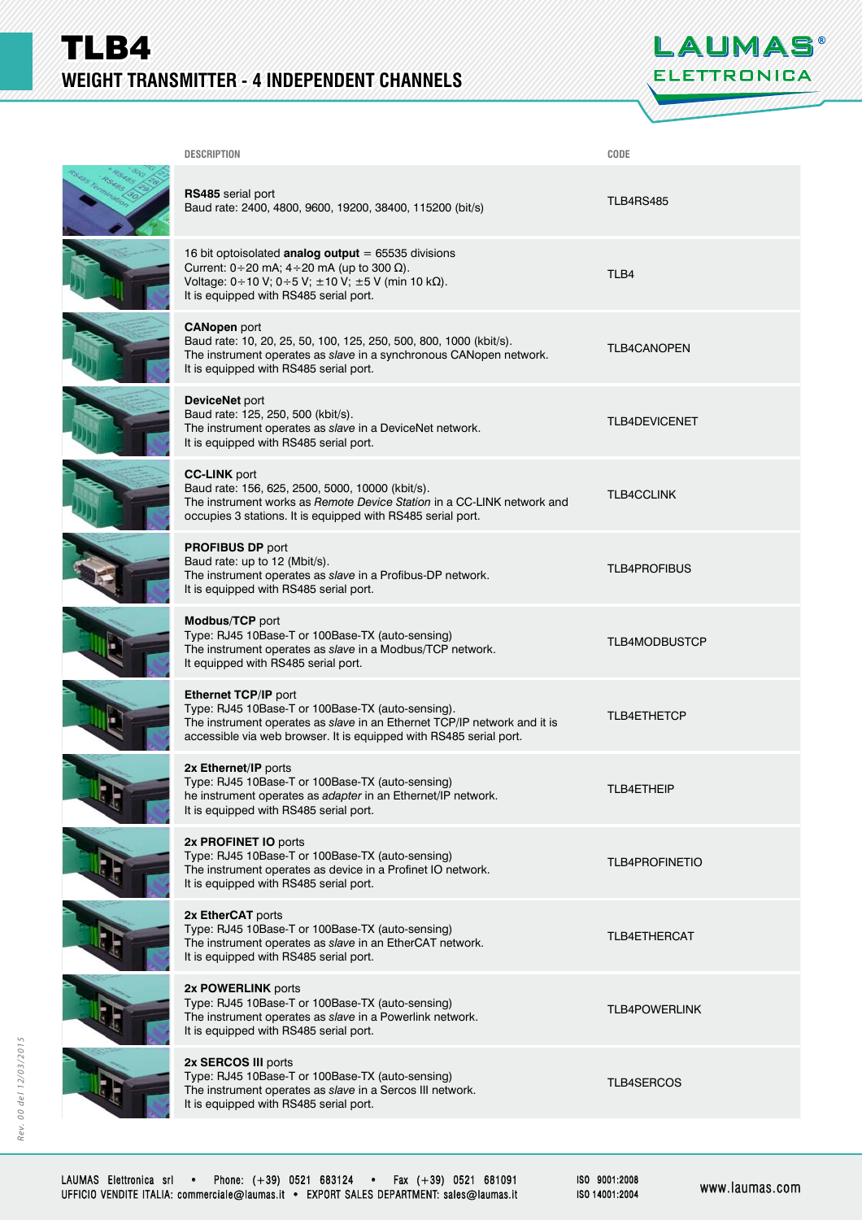# TLB4

## WEIGHT TRANSMITTER - 4 INDEPENDENT CHANNELS

| DESCRIPTION | CODE |
|---|---|
| **RS485** serial port<br>Baud rate: 2400, 4800, 9600, 19200, 38400, 115200 (bit/s) | TLB4RS485 |
| 16 bit optoisolated **analog output** = 65535 divisions<br>Current: 0÷20 mA; 4÷20 mA (up to 300 Ω).<br>Voltage: 0÷10 V; 0÷5 V; ±10 V; ±5 V (min 10 kΩ).<br>It is equipped with RS485 serial port. | TLB4 |
| **CANopen** port<br>Baud rate: 10, 20, 25, 50, 100, 125, 250, 500, 800, 1000 (kbit/s).<br>The instrument operates as *slave* in a synchronous CANopen network.<br>It is equipped with RS485 serial port. | TLB4CANOPEN |
| **DeviceNet** port<br>Baud rate: 125, 250, 500 (kbit/s).<br>The instrument operates as *slave* in a DeviceNet network.<br>It is equipped with RS485 serial port. | TLB4DEVICENET |
| **CC-LINK** port<br>Baud rate: 156, 625, 2500, 5000, 10000 (kbit/s).<br>The instrument works as *Remote Device Station* in a CC-LINK network and occupies 3 stations. It is equipped with RS485 serial port. | TLB4CCLINK |
| **PROFIBUS DP** port<br>Baud rate: up to 12 (Mbit/s).<br>The instrument operates as *slave* in a Profibus-DP network.<br>It is equipped with RS485 serial port. | TLB4PROFIBUS |
| **Modbus/TCP** port<br>Type: RJ45 10Base-T or 100Base-TX (auto-sensing)<br>The instrument operates as *slave* in a Modbus/TCP network.<br>It equipped with RS485 serial port. | TLB4MODBUSTCP |
| **Ethernet TCP/IP** port<br>Type: RJ45 10Base-T or 100Base-TX (auto-sensing).<br>The instrument operates as *slave* in an Ethernet TCP/IP network and it is accessible via web browser. It is equipped with RS485 serial port. | TLB4ETHETCP |
| **2x Ethernet/IP** ports<br>Type: RJ45 10Base-T or 100Base-TX (auto-sensing)<br>he instrument operates as *adapter* in an Ethernet/IP network.<br>It is equipped with RS485 serial port. | TLB4ETHEIP |
| **2x PROFINET IO** ports<br>Type: RJ45 10Base-T or 100Base-TX (auto-sensing)<br>The instrument operates as device in a Profinet IO network.<br>It is equipped with RS485 serial port. | TLB4PROFINETIO |
| **2x EtherCAT** ports<br>Type: RJ45 10Base-T or 100Base-TX (auto-sensing)<br>The instrument operates as *slave* in an EtherCAT network.<br>It is equipped with RS485 serial port. | TLB4ETHERCAT |
| **2x POWERLINK** ports<br>Type: RJ45 10Base-T or 100Base-TX (auto-sensing)<br>The instrument operates as *slave* in a Powerlink network.<br>It is equipped with RS485 serial port. | TLB4POWERLINK |
| **2x SERCOS III** ports<br>Type: RJ45 10Base-T or 100Base-TX (auto-sensing)<br>The instrument operates as *slave* in a Sercos III network.<br>It is equipped with RS485 serial port. | TLB4SERCOS |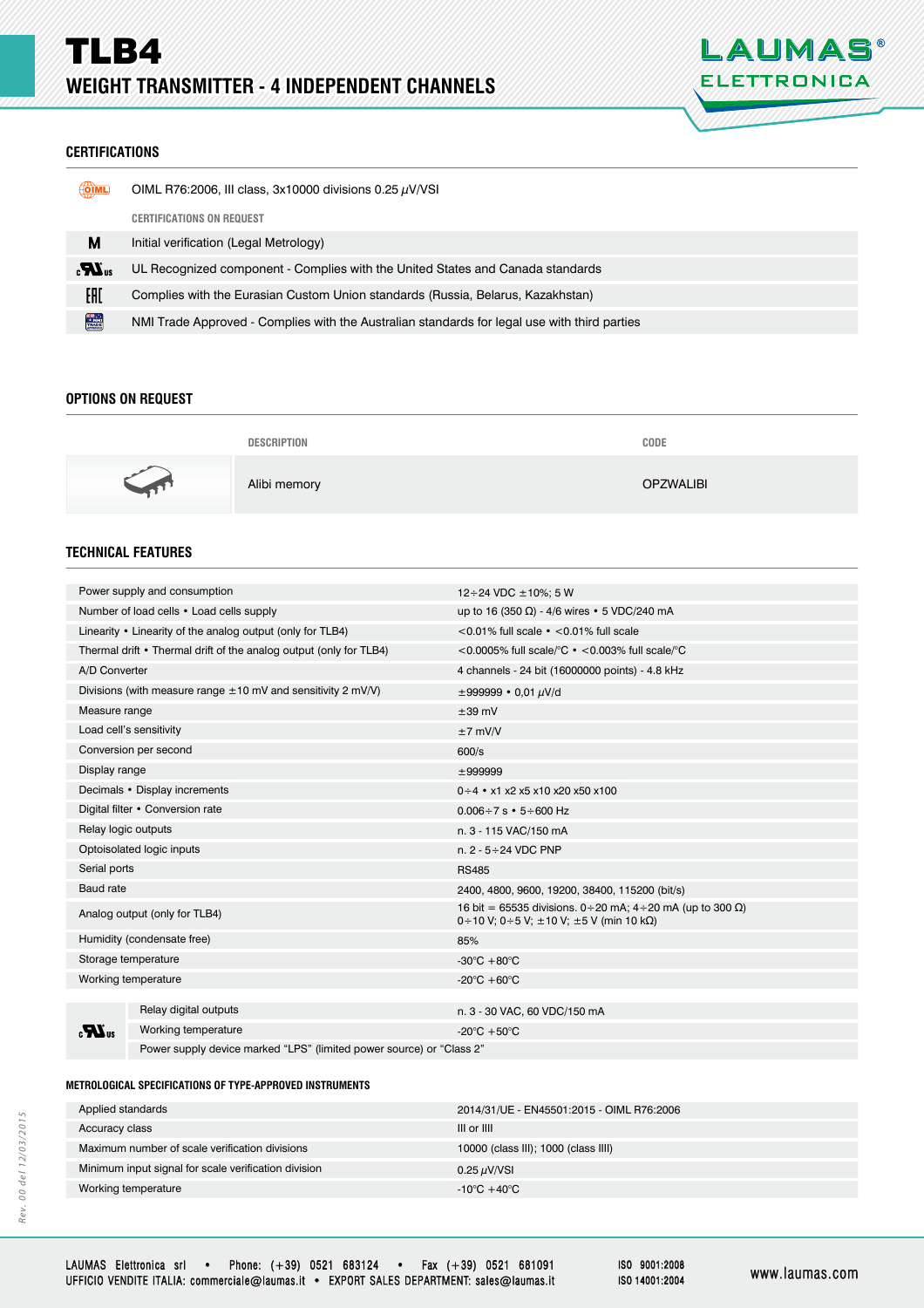# TLB4

## WEIGHT TRANSMITTER - 4 INDEPENDENT CHANNELS

### CERTIFICATIONS

| | |
|---|---|
| OIML | OIML R76:2006, III class, 3x10000 divisions 0.25 μV/VSI |
| | **CERTIFICATIONS ON REQUEST** |
| M | Initial verification (Legal Metrology) |
| cULus | UL Recognized component - Complies with the United States and Canada standards |
| EAC | Complies with the Eurasian Custom Union standards (Russia, Belarus, Kazakhstan) |
| NMI | NMI Trade Approved - Complies with the Australian standards for legal use with third parties |

### OPTIONS ON REQUEST

| DESCRIPTION | CODE |
|---|---|
| Alibi memory | OPZWALIBI |

### TECHNICAL FEATURES

| | |
|---|---|
| Power supply and consumption | 12÷24 VDC ±10%; 5 W |
| Number of load cells • Load cells supply | up to 16 (350 Ω) - 4/6 wires • 5 VDC/240 mA |
| Linearity • Linearity of the analog output (only for TLB4) | <0.01% full scale • <0.01% full scale |
| Thermal drift • Thermal drift of the analog output (only for TLB4) | <0.0005% full scale/°C • <0.003% full scale/°C |
| A/D Converter | 4 channels - 24 bit (16000000 points) - 4.8 kHz |
| Divisions (with measure range ±10 mV and sensitivity 2 mV/V) | ±999999 • 0,01 μV/d |
| Measure range | ±39 mV |
| Load cell's sensitivity | ±7 mV/V |
| Conversion per second | 600/s |
| Display range | ±999999 |
| Decimals • Display increments | 0÷4 • x1 x2 x5 x10 x20 x50 x100 |
| Digital filter • Conversion rate | 0.006÷7 s • 5÷600 Hz |
| Relay logic outputs | n. 3 - 115 VAC/150 mA |
| Optoisolated logic inputs | n. 2 - 5÷24 VDC PNP |
| Serial ports | RS485 |
| Baud rate | 2400, 4800, 9600, 19200, 38400, 115200 (bit/s) |
| Analog output (only for TLB4) | 16 bit = 65535 divisions. 0÷20 mA; 4÷20 mA (up to 300 Ω) 0÷10 V; 0÷5 V; ±10 V; ±5 V (min 10 kΩ) |
| Humidity (condensate free) | 85% |
| Storage temperature | -30°C +80°C |
| Working temperature | -20°C +60°C |

| cULus | | |
|---|---|---|
| | Relay digital outputs | n. 3 - 30 VAC, 60 VDC/150 mA |
| | Working temperature | -20°C +50°C |
| | Power supply device marked "LPS" (limited power source) or "Class 2" | |

#### METROLOGICAL SPECIFICATIONS OF TYPE-APPROVED INSTRUMENTS

| | |
|---|---|
| Applied standards | 2014/31/UE - EN45501:2015 - OIML R76:2006 |
| Accuracy class | III or IIII |
| Maximum number of scale verification divisions | 10000 (class III); 1000 (class IIII) |
| Minimum input signal for scale verification division | 0.25 μV/VSI |
| Working temperature | -10°C +40°C |

Rev. 00 del 12/03/2015

LAUMAS Elettronica srl • Phone: (+39) 0521 683124 • Fax (+39) 0521 681091
UFFICIO VENDITE ITALIA: commerciale@laumas.it • EXPORT SALES DEPARTMENT: sales@laumas.it

ISO 9001:2008
ISO 14001:2004

www.laumas.com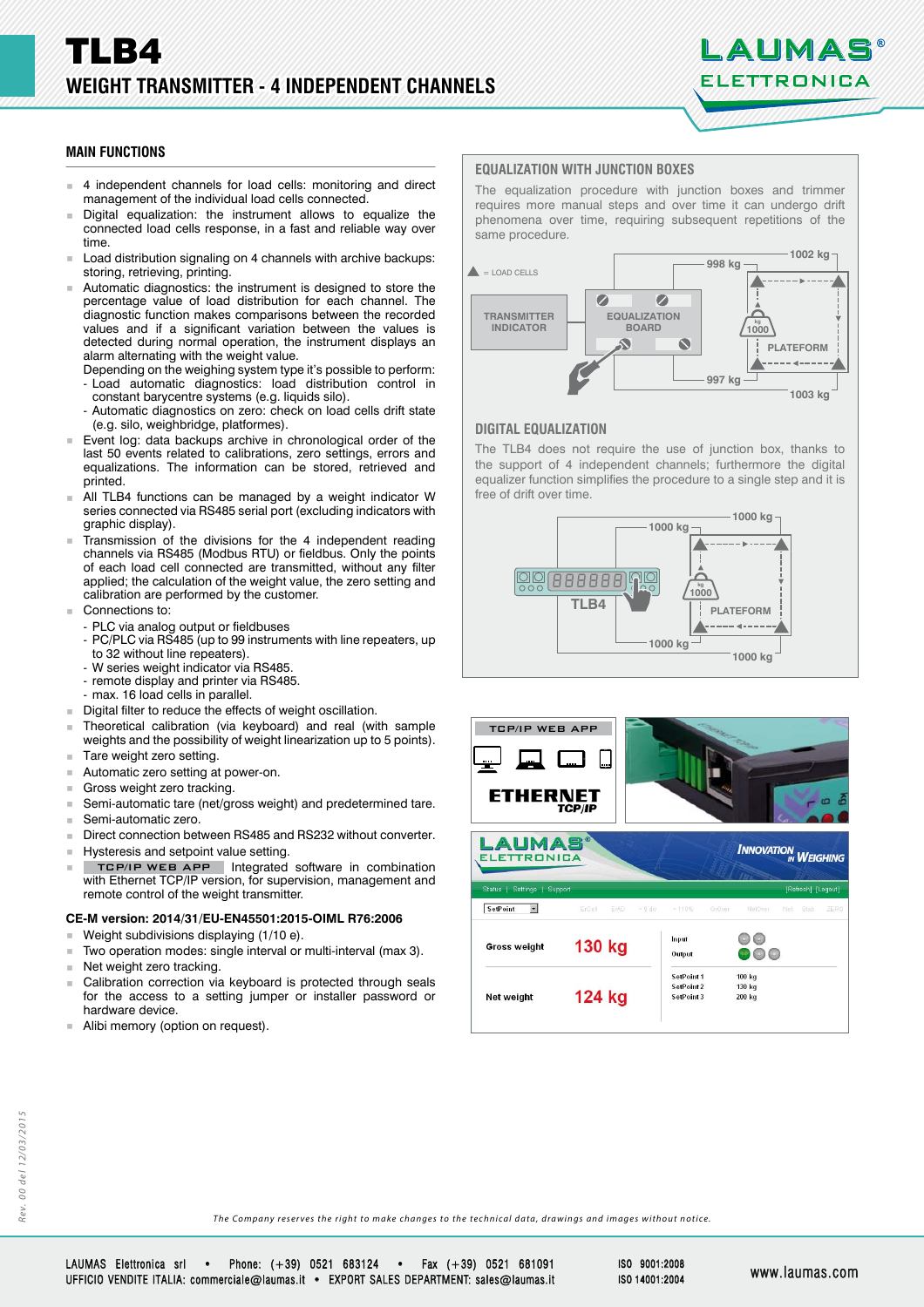# TLB4

## WEIGHT TRANSMITTER - 4 INDEPENDENT CHANNELS

### MAIN FUNCTIONS

- 4 independent channels for load cells: monitoring and direct management of the individual load cells connected.
- Digital equalization: the instrument allows to equalize the connected load cells response, in a fast and reliable way over time.
- Load distribution signaling on 4 channels with archive backups: storing, retrieving, printing.
- Automatic diagnostics: the instrument is designed to store the percentage value of load distribution for each channel. The diagnostic function makes comparisons between the recorded values and if a significant variation between the values is detected during normal operation, the instrument displays an alarm alternating with the weight value.
  Depending on the weighing system type it's possible to perform:
  - Load automatic diagnostics: load distribution control in constant barycentre systems (e.g. liquids silo).
  - Automatic diagnostics on zero: check on load cells drift state (e.g. silo, weighbridge, platformes).
- Event log: data backups archive in chronological order of the last 50 events related to calibrations, zero settings, errors and equalizations. The information can be stored, retrieved and printed.
- All TLB4 functions can be managed by a weight indicator W series connected via RS485 serial port (excluding indicators with graphic display).
- Transmission of the divisions for the 4 independent reading channels via RS485 (Modbus RTU) or fieldbus. Only the points of each load cell connected are transmitted, without any filter applied; the calculation of the weight value, the zero setting and calibration are performed by the customer.
- Connections to:
  - PLC via analog output or fieldbuses
  - PC/PLC via RS485 (up to 99 instruments with line repeaters, up to 32 without line repeaters).
  - W series weight indicator via RS485.
  - remote display and printer via RS485.
  - max. 16 load cells in parallel.
- Digital filter to reduce the effects of weight oscillation.
- Theoretical calibration (via keyboard) and real (with sample weights and the possibility of weight linearization up to 5 points).
- Tare weight zero setting.
- Automatic zero setting at power-on.
- Gross weight zero tracking.
- Semi-automatic tare (net/gross weight) and predetermined tare.
- Semi-automatic zero.
- Direct connection between RS485 and RS232 without converter.
- Hysteresis and setpoint value setting.
- TCP/IP WEB APP Integrated software in combination with Ethernet TCP/IP version, for supervision, management and remote control of the weight transmitter.

**CE-M version: 2014/31/EU-EN45501:2015-OIML R76:2006**

- Weight subdivisions displaying (1/10 e).
- Two operation modes: single interval or multi-interval (max 3).
- Net weight zero tracking.
- Calibration correction via keyboard is protected through seals for the access to a setting jumper or installer password or hardware device.
- Alibi memory (option on request).

### EQUALIZATION WITH JUNCTION BOXES

The equalization procedure with junction boxes and trimmer requires more manual steps and over time it can undergo drift phenomena over time, requiring subsequent repetitions of the same procedure.

▲ = LOAD CELLS

TRANSMITTER INDICATOR

EQUALIZATION BOARD

998 kg
1002 kg
997 kg
1003 kg
1000
PLATEFORM

### DIGITAL EQUALIZATION

The TLB4 does not require the use of junction box, thanks to the support of 4 independent channels; furthermore the digital equalizer function simplifies the procedure to a single step and it is free of drift over time.

TLB4

1000 kg
1000 kg
1000 kg
1000 kg
1000
PLATEFORM

TCP/IP WEB APP

ETHERNET TCP/IP

LAUMAS ELETTRONICA — INNOVATION IN WEIGHING

Status | Settings | Support

Gross weight 130 kg

Net weight 124 kg

Input

Output

SetPoint 1 100 kg
SetPoint 2 130 kg
SetPoint 3 200 kg

*The Company reserves the right to make changes to the technical data, drawings and images without notice.*

*Rev. 00 del 12/03/2015*

LAUMAS Elettronica srl • Phone: (+39) 0521 683124 • Fax (+39) 0521 681091
UFFICIO VENDITE ITALIA: commerciale@laumas.it • EXPORT SALES DEPARTMENT: sales@laumas.it

ISO 9001:2008
ISO 14001:2004

www.laumas.com